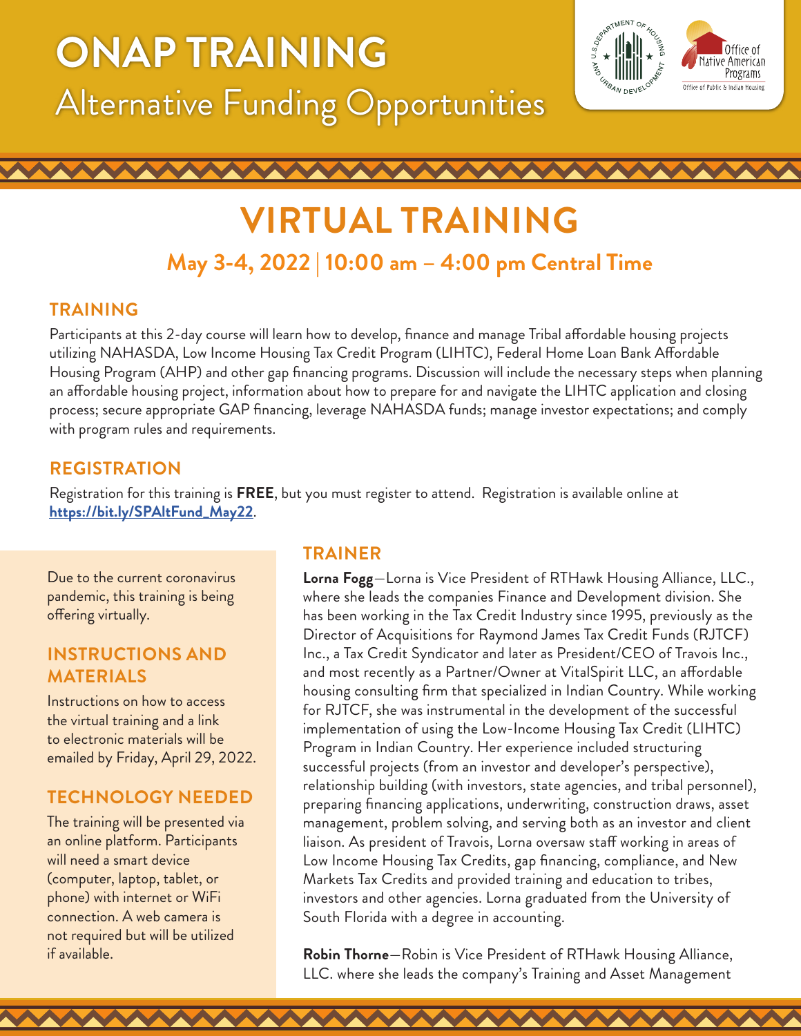# ONAP TRAINING

## Alternative Funding Opportunities

# VIRTUAL TRAINING

### May 3-4, 2022 | 10:00 am – 4:00 pm Central Time

## TRAINING

Participants at this 2-day course will learn how to develop, finance and manage Tribal affordable housing projects utilizing NAHASDA, Low Income Housing Tax Credit Program (LIHTC), Federal Home Loan Bank Affordable Housing Program (AHP) and other gap financing programs. Discussion will include the necessary steps when planning an affordable housing project, information about how to prepare for and navigate the LIHTC application and closing process; secure appropriate GAP financing, leverage NAHASDA funds; manage investor expectations; and comply with program rules and requirements.

## REGISTRATION

Registration for this training is **FREE**, but you must register to attend. Registration is available online at **https://bit.ly/SPAltFund_May22**.

Due to the current coronavirus pandemic, this training is being offering virtually.

## INSTRUCTIONS AND MATERIALS

Instructions on how to access the virtual training and a link to electronic materials will be emailed by Friday, April 29, 2022.

## TECHNOLOGY NEEDED

The training will be presented via an online platform. Participants will need a smart device (computer, laptop, tablet, or phone) with internet or WiFi connection. A web camera is not required but will be utilized if available.

## TRAINER

**Lorna Fogg**—Lorna is Vice President of RTHawk Housing Alliance, LLC., where she leads the companies Finance and Development division. She has been working in the Tax Credit Industry since 1995, previously as the Director of Acquisitions for Raymond James Tax Credit Funds (RJTCF) Inc., a Tax Credit Syndicator and later as President/CEO of Travois Inc., and most recently as a Partner/Owner at VitalSpirit LLC, an affordable housing consulting firm that specialized in Indian Country. While working for RJTCF, she was instrumental in the development of the successful implementation of using the Low-Income Housing Tax Credit (LIHTC) Program in Indian Country. Her experience included structuring successful projects (from an investor and developer's perspective), relationship building (with investors, state agencies, and tribal personnel), preparing financing applications, underwriting, construction draws, asset management, problem solving, and serving both as an investor and client liaison. As president of Travois, Lorna oversaw staff working in areas of Low Income Housing Tax Credits, gap financing, compliance, and New Markets Tax Credits and provided training and education to tribes, investors and other agencies. Lorna graduated from the University of South Florida with a degree in accounting.

**Robin Thorne**—Robin is Vice President of RTHawk Housing Alliance, LLC. where she leads the company's Training and Asset Management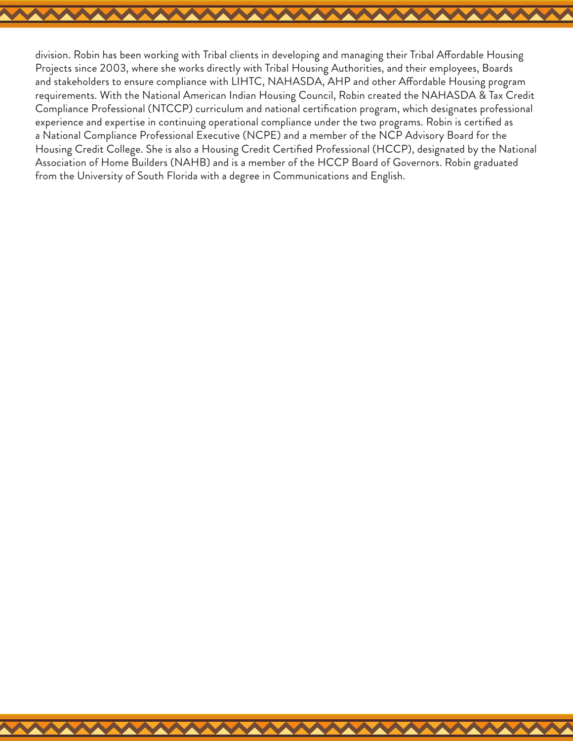division. Robin has been working with Tribal clients in developing and managing their Tribal Affordable Housing Projects since 2003, where she works directly with Tribal Housing Authorities, and their employees, Boards and stakeholders to ensure compliance with LIHTC, NAHASDA, AHP and other Affordable Housing program requirements. With the National American Indian Housing Council, Robin created the NAHASDA & Tax Credit Compliance Professional (NTCCP) curriculum and national certification program, which designates professional experience and expertise in continuing operational compliance under the two programs. Robin is certified as a National Compliance Professional Executive (NCPE) and a member of the NCP Advisory Board for the Housing Credit College. She is also a Housing Credit Certified Professional (HCCP), designated by the National Association of Home Builders (NAHB) and is a member of the HCCP Board of Governors. Robin graduated from the University of South Florida with a degree in Communications and English.